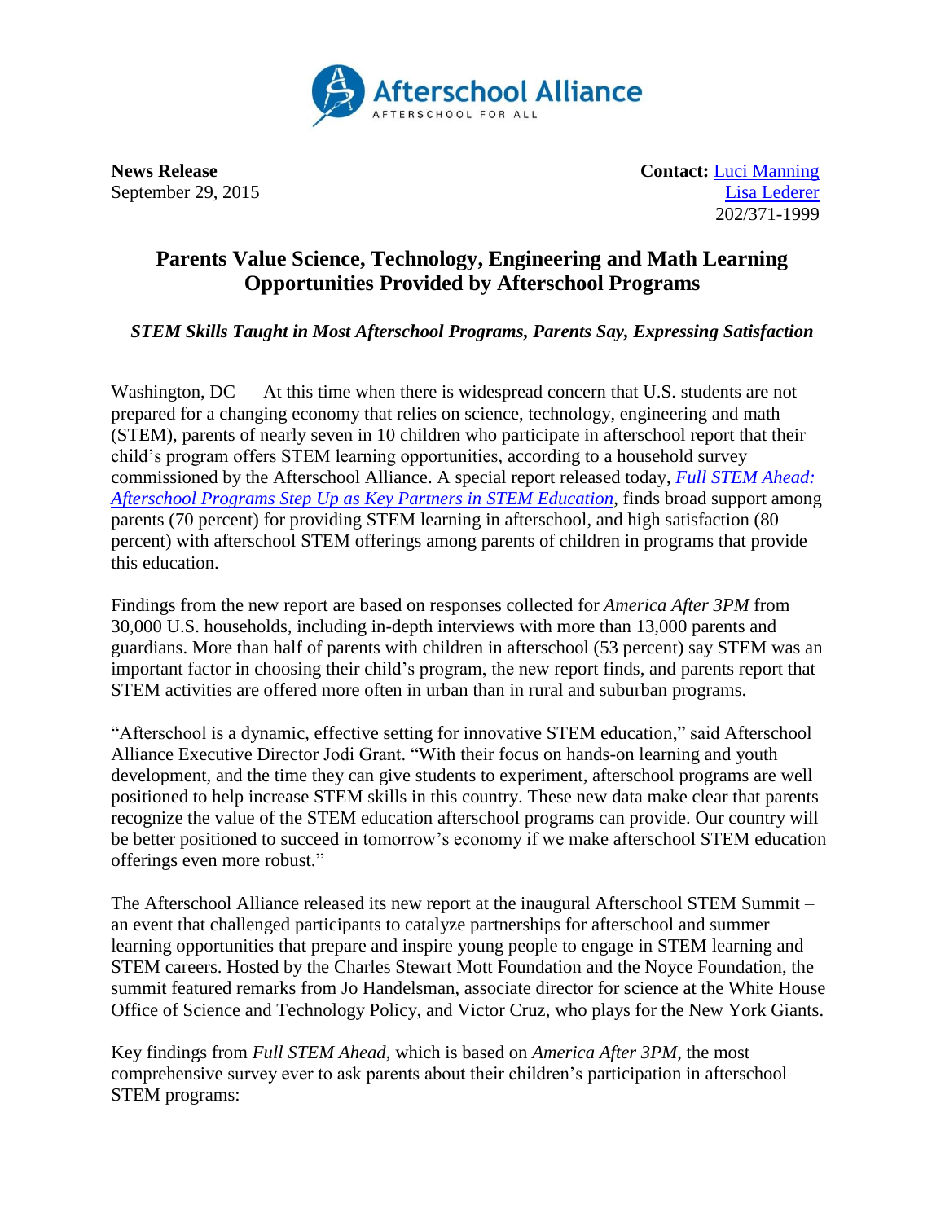Afterschool Alliance
AFTERSCHOOL FOR ALL

**News Release**
September 29, 2015

**Contact:** Luci Manning
Lisa Lederer
202/371-1999

# Parents Value Science, Technology, Engineering and Math Learning Opportunities Provided by Afterschool Programs

***STEM Skills Taught in Most Afterschool Programs, Parents Say, Expressing Satisfaction***

Washington, DC — At this time when there is widespread concern that U.S. students are not prepared for a changing economy that relies on science, technology, engineering and math (STEM), parents of nearly seven in 10 children who participate in afterschool report that their child's program offers STEM learning opportunities, according to a household survey commissioned by the Afterschool Alliance. A special report released today, *Full STEM Ahead: Afterschool Programs Step Up as Key Partners in STEM Education*, finds broad support among parents (70 percent) for providing STEM learning in afterschool, and high satisfaction (80 percent) with afterschool STEM offerings among parents of children in programs that provide this education.

Findings from the new report are based on responses collected for *America After 3PM* from 30,000 U.S. households, including in-depth interviews with more than 13,000 parents and guardians. More than half of parents with children in afterschool (53 percent) say STEM was an important factor in choosing their child's program, the new report finds, and parents report that STEM activities are offered more often in urban than in rural and suburban programs.

"Afterschool is a dynamic, effective setting for innovative STEM education," said Afterschool Alliance Executive Director Jodi Grant. "With their focus on hands-on learning and youth development, and the time they can give students to experiment, afterschool programs are well positioned to help increase STEM skills in this country. These new data make clear that parents recognize the value of the STEM education afterschool programs can provide. Our country will be better positioned to succeed in tomorrow's economy if we make afterschool STEM education offerings even more robust."

The Afterschool Alliance released its new report at the inaugural Afterschool STEM Summit – an event that challenged participants to catalyze partnerships for afterschool and summer learning opportunities that prepare and inspire young people to engage in STEM learning and STEM careers. Hosted by the Charles Stewart Mott Foundation and the Noyce Foundation, the summit featured remarks from Jo Handelsman, associate director for science at the White House Office of Science and Technology Policy, and Victor Cruz, who plays for the New York Giants.

Key findings from *Full STEM Ahead*, which is based on *America After 3PM*, the most comprehensive survey ever to ask parents about their children's participation in afterschool STEM programs: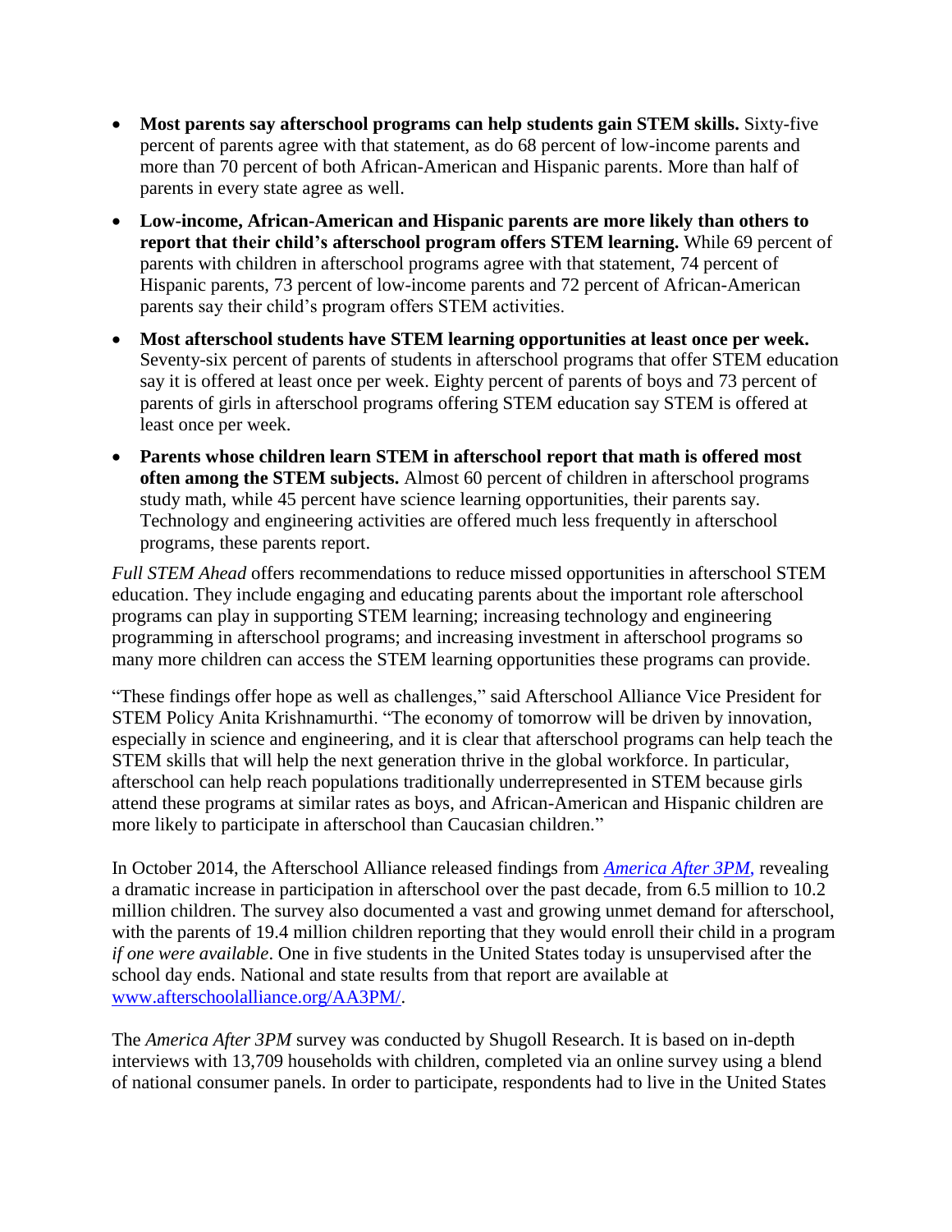- **Most parents say afterschool programs can help students gain STEM skills.** Sixty-five percent of parents agree with that statement, as do 68 percent of low-income parents and more than 70 percent of both African-American and Hispanic parents. More than half of parents in every state agree as well.
- **Low-income, African-American and Hispanic parents are more likely than others to report that their child's afterschool program offers STEM learning.** While 69 percent of parents with children in afterschool programs agree with that statement, 74 percent of Hispanic parents, 73 percent of low-income parents and 72 percent of African-American parents say their child's program offers STEM activities.
- **Most afterschool students have STEM learning opportunities at least once per week.** Seventy-six percent of parents of students in afterschool programs that offer STEM education say it is offered at least once per week. Eighty percent of parents of boys and 73 percent of parents of girls in afterschool programs offering STEM education say STEM is offered at least once per week.
- **Parents whose children learn STEM in afterschool report that math is offered most often among the STEM subjects.** Almost 60 percent of children in afterschool programs study math, while 45 percent have science learning opportunities, their parents say. Technology and engineering activities are offered much less frequently in afterschool programs, these parents report.

*Full STEM Ahead* offers recommendations to reduce missed opportunities in afterschool STEM education. They include engaging and educating parents about the important role afterschool programs can play in supporting STEM learning; increasing technology and engineering programming in afterschool programs; and increasing investment in afterschool programs so many more children can access the STEM learning opportunities these programs can provide.

"These findings offer hope as well as challenges," said Afterschool Alliance Vice President for STEM Policy Anita Krishnamurthi. "The economy of tomorrow will be driven by innovation, especially in science and engineering, and it is clear that afterschool programs can help teach the STEM skills that will help the next generation thrive in the global workforce. In particular, afterschool can help reach populations traditionally underrepresented in STEM because girls attend these programs at similar rates as boys, and African-American and Hispanic children are more likely to participate in afterschool than Caucasian children."

In October 2014, the Afterschool Alliance released findings from *America After 3PM*, revealing a dramatic increase in participation in afterschool over the past decade, from 6.5 million to 10.2 million children. The survey also documented a vast and growing unmet demand for afterschool, with the parents of 19.4 million children reporting that they would enroll their child in a program *if one were available*. One in five students in the United States today is unsupervised after the school day ends. National and state results from that report are available at www.afterschoolalliance.org/AA3PM/.

The *America After 3PM* survey was conducted by Shugoll Research. It is based on in-depth interviews with 13,709 households with children, completed via an online survey using a blend of national consumer panels. In order to participate, respondents had to live in the United States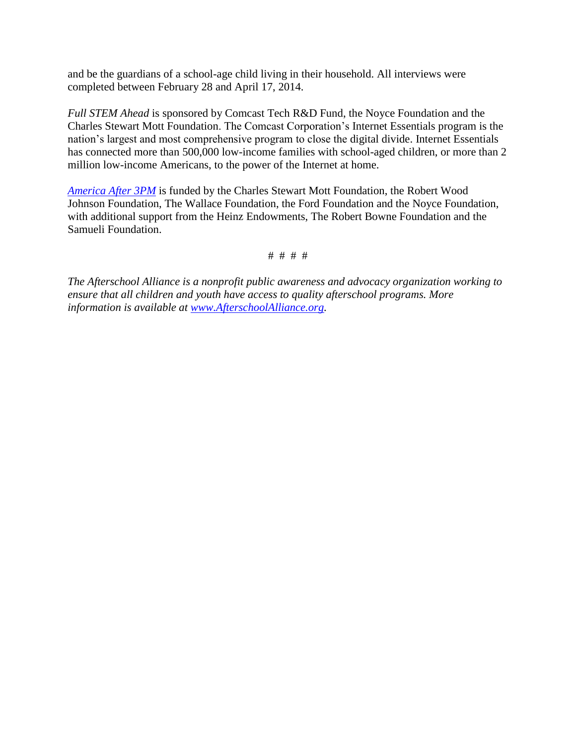and be the guardians of a school-age child living in their household. All interviews were completed between February 28 and April 17, 2014.

*Full STEM Ahead* is sponsored by Comcast Tech R&D Fund, the Noyce Foundation and the Charles Stewart Mott Foundation. The Comcast Corporation's Internet Essentials program is the nation's largest and most comprehensive program to close the digital divide. Internet Essentials has connected more than 500,000 low-income families with school-aged children, or more than 2 million low-income Americans, to the power of the Internet at home.

*America After 3PM* is funded by the Charles Stewart Mott Foundation, the Robert Wood Johnson Foundation, The Wallace Foundation, the Ford Foundation and the Noyce Foundation, with additional support from the Heinz Endowments, The Robert Bowne Foundation and the Samueli Foundation.

# # # #

*The Afterschool Alliance is a nonprofit public awareness and advocacy organization working to ensure that all children and youth have access to quality afterschool programs. More information is available at www.AfterschoolAlliance.org.*